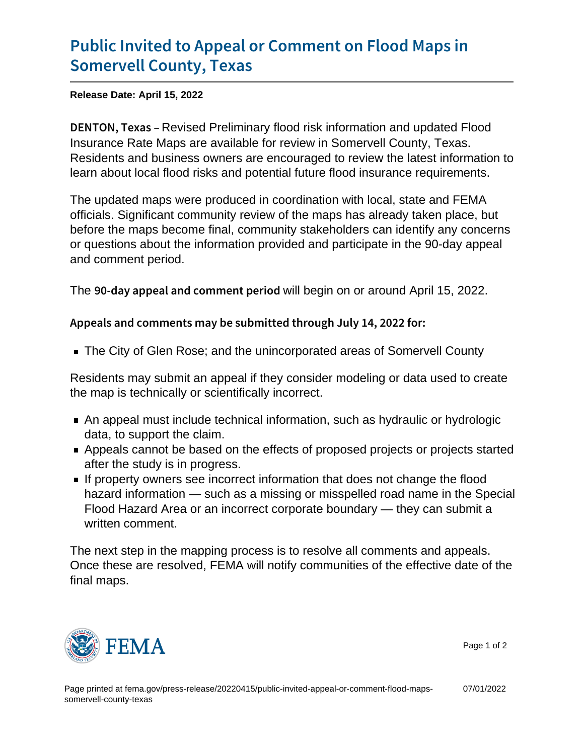# Public Invited to Appeal or Comment on Flood Maps in Somervell County, Texas

**Release Date: April 15, 2022**

**DENTON, Texas** – Revised Preliminary flood risk information and updated Flood Insurance Rate Maps are available for review in Somervell County, Texas. Residents and business owners are encouraged to review the latest information to learn about local flood risks and potential future flood insurance requirements.

The updated maps were produced in coordination with local, state and FEMA officials. Significant community review of the maps has already taken place, but before the maps become final, community stakeholders can identify any concerns or questions about the information provided and participate in the 90-day appeal and comment period.

The **90-day appeal and comment period** will begin on or around April 15, 2022.

**Appeals and comments may be submitted through July 14, 2022 for:**

- The City of Glen Rose; and the unincorporated areas of Somervell County

Residents may submit an appeal if they consider modeling or data used to create the map is technically or scientifically incorrect.

- An appeal must include technical information, such as hydraulic or hydrologic data, to support the claim.
- Appeals cannot be based on the effects of proposed projects or projects started after the study is in progress.
- If property owners see incorrect information that does not change the flood hazard information — such as a missing or misspelled road name in the Special Flood Hazard Area or an incorrect corporate boundary — they can submit a written comment.

The next step in the mapping process is to resolve all comments and appeals. Once these are resolved, FEMA will notify communities of the effective date of the final maps.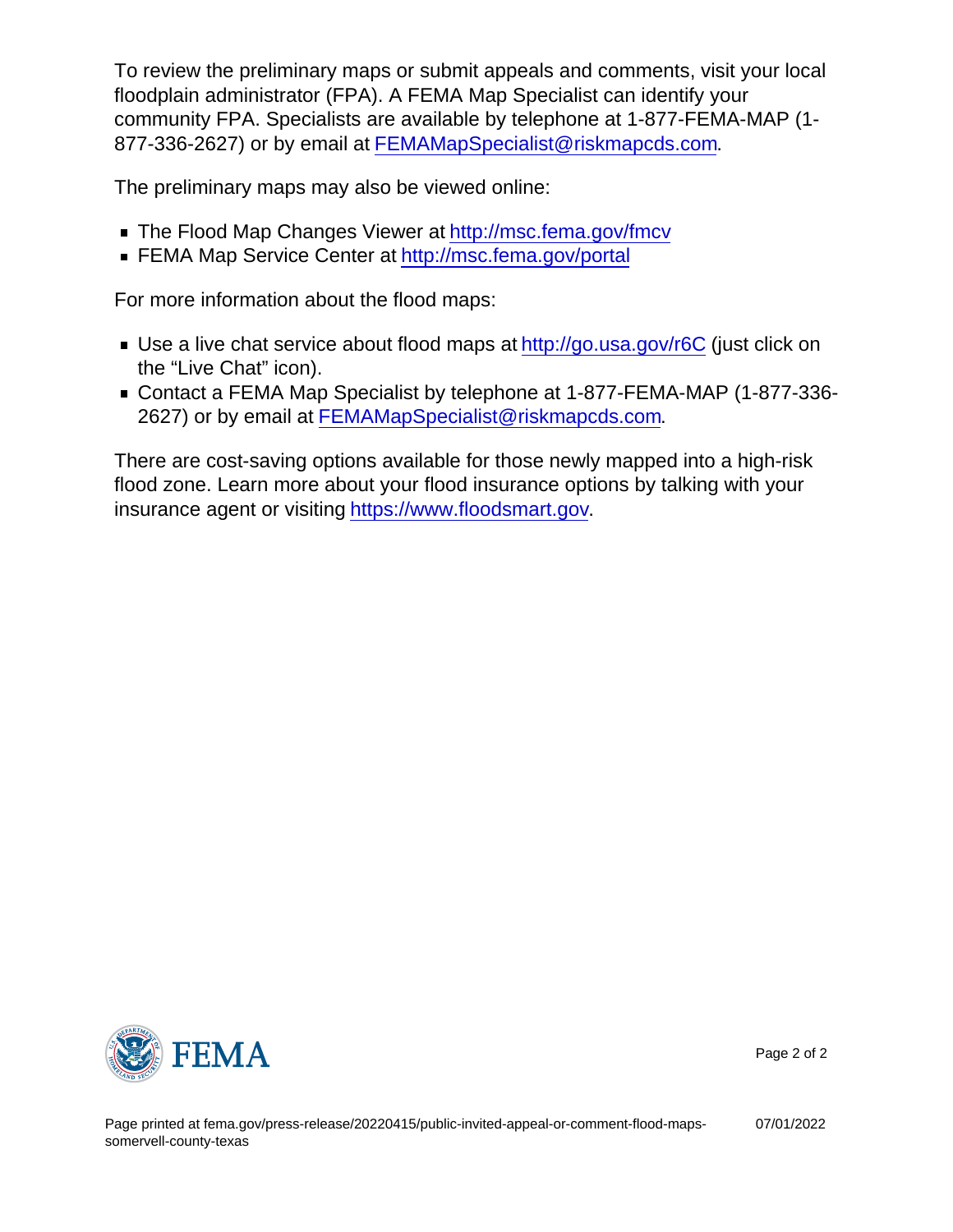To review the preliminary maps or submit appeals and comments, visit your local floodplain administrator (FPA). A FEMA Map Specialist can identify your community FPA. Specialists are available by telephone at 1-877-FEMA-MAP (1-877-336-2627) or by email at FEMAMapSpecialist@riskmapcds.com.

The preliminary maps may also be viewed online:

- The Flood Map Changes Viewer at http://msc.fema.gov/fmcv
- FEMA Map Service Center at http://msc.fema.gov/portal

For more information about the flood maps:

- Use a live chat service about flood maps at http://go.usa.gov/r6C (just click on the "Live Chat" icon).
- Contact a FEMA Map Specialist by telephone at 1-877-FEMA-MAP (1-877-336-2627) or by email at FEMAMapSpecialist@riskmapcds.com.

There are cost-saving options available for those newly mapped into a high-risk flood zone. Learn more about your flood insurance options by talking with your insurance agent or visiting https://www.floodsmart.gov.